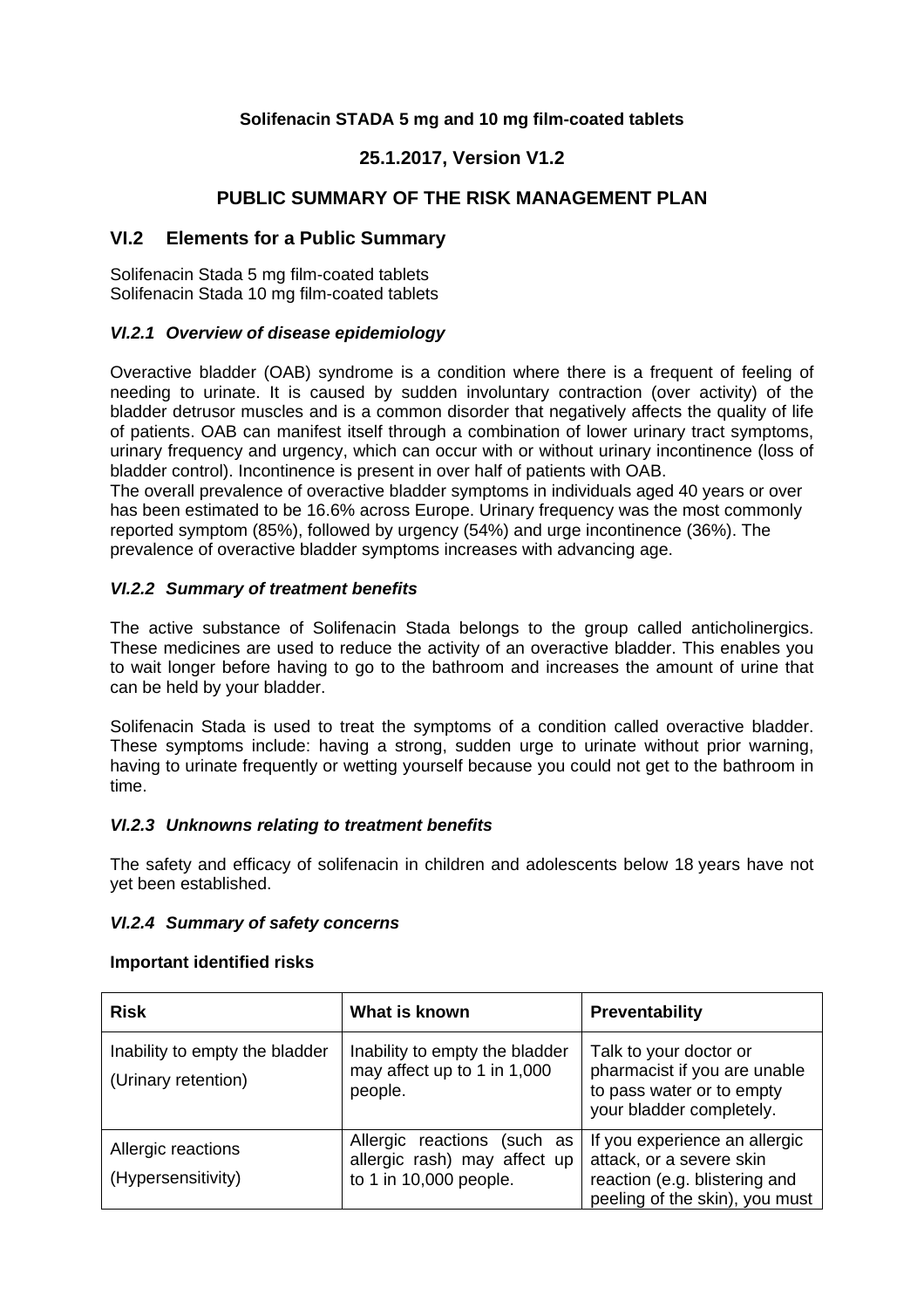**Solifenacin STADA 5 mg and 10 mg film-coated tablets**

**25.1.2017, Version V1.2**

# PUBLIC SUMMARY OF THE RISK MANAGEMENT PLAN

## VI.2 Elements for a Public Summary

Solifenacin Stada 5 mg film-coated tablets
Solifenacin Stada 10 mg film-coated tablets

### *VI.2.1 Overview of disease epidemiology*

Overactive bladder (OAB) syndrome is a condition where there is a frequent of feeling of needing to urinate. It is caused by sudden involuntary contraction (over activity) of the bladder detrusor muscles and is a common disorder that negatively affects the quality of life of patients. OAB can manifest itself through a combination of lower urinary tract symptoms, urinary frequency and urgency, which can occur with or without urinary incontinence (loss of bladder control). Incontinence is present in over half of patients with OAB.
The overall prevalence of overactive bladder symptoms in individuals aged 40 years or over has been estimated to be 16.6% across Europe. Urinary frequency was the most commonly reported symptom (85%), followed by urgency (54%) and urge incontinence (36%). The prevalence of overactive bladder symptoms increases with advancing age.

### *VI.2.2 Summary of treatment benefits*

The active substance of Solifenacin Stada belongs to the group called anticholinergics. These medicines are used to reduce the activity of an overactive bladder. This enables you to wait longer before having to go to the bathroom and increases the amount of urine that can be held by your bladder.

Solifenacin Stada is used to treat the symptoms of a condition called overactive bladder. These symptoms include: having a strong, sudden urge to urinate without prior warning, having to urinate frequently or wetting yourself because you could not get to the bathroom in time.

### *VI.2.3 Unknowns relating to treatment benefits*

The safety and efficacy of solifenacin in children and adolescents below 18 years have not yet been established.

### *VI.2.4 Summary of safety concerns*

**Important identified risks**

| Risk | What is known | Preventability |
|---|---|---|
| Inability to empty the bladder (Urinary retention) | Inability to empty the bladder may affect up to 1 in 1,000 people. | Talk to your doctor or pharmacist if you are unable to pass water or to empty your bladder completely. |
| Allergic reactions (Hypersensitivity) | Allergic reactions (such as allergic rash) may affect up to 1 in 10,000 people. | If you experience an allergic attack, or a severe skin reaction (e.g. blistering and peeling of the skin), you must |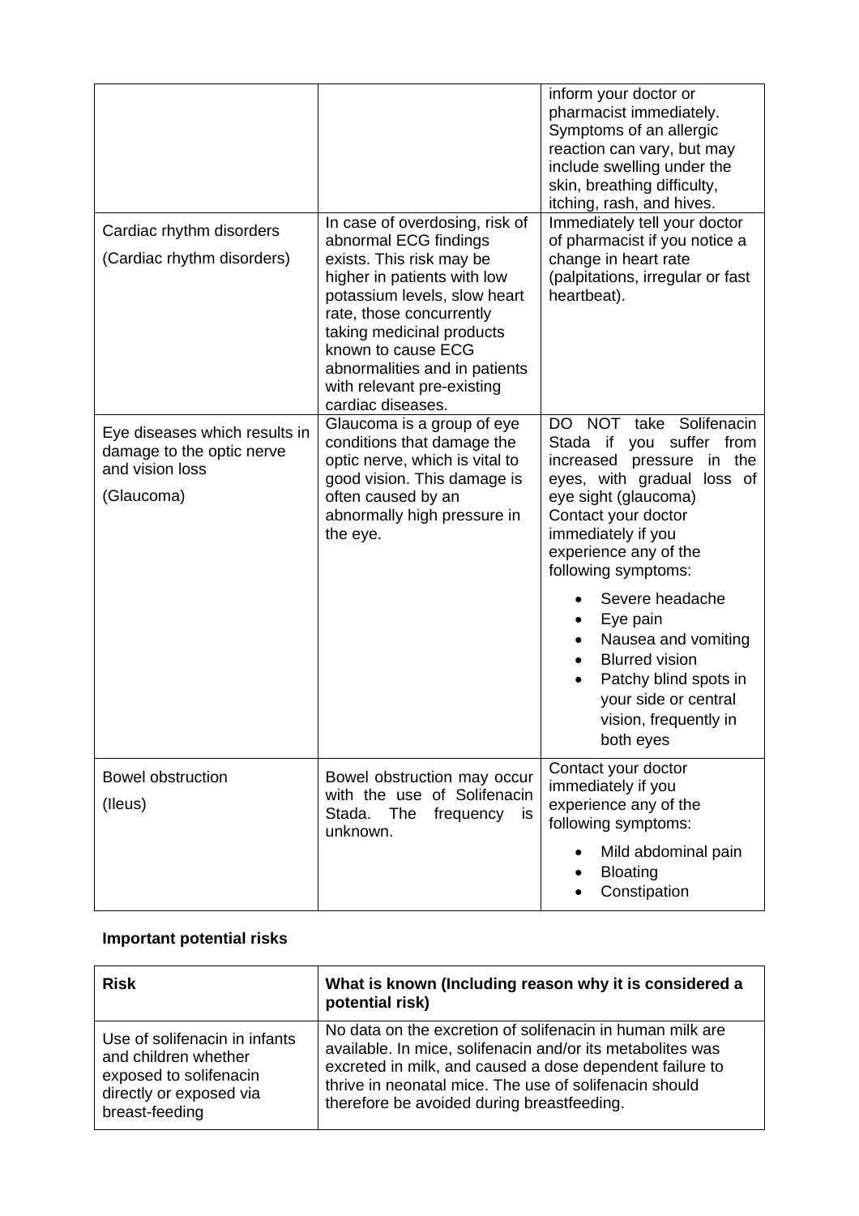| | | |
|---|---|---|
| | | inform your doctor or pharmacist immediately. Symptoms of an allergic reaction can vary, but may include swelling under the skin, breathing difficulty, itching, rash, and hives. |
| Cardiac rhythm disorders<br><br>(Cardiac rhythm disorders) | In case of overdosing, risk of abnormal ECG findings exists. This risk may be higher in patients with low potassium levels, slow heart rate, those concurrently taking medicinal products known to cause ECG abnormalities and in patients with relevant pre-existing cardiac diseases. | Immediately tell your doctor of pharmacist if you notice a change in heart rate (palpitations, irregular or fast heartbeat). |
| Eye diseases which results in damage to the optic nerve and vision loss<br><br>(Glaucoma) | Glaucoma is a group of eye conditions that damage the optic nerve, which is vital to good vision. This damage is often caused by an abnormally high pressure in the eye. | DO NOT take Solifenacin Stada if you suffer from increased pressure in the eyes, with gradual loss of eye sight (glaucoma) Contact your doctor immediately if you experience any of the following symptoms:<br><br>• Severe headache<br>• Eye pain<br>• Nausea and vomiting<br>• Blurred vision<br>• Patchy blind spots in your side or central vision, frequently in both eyes |
| Bowel obstruction<br><br>(Ileus) | Bowel obstruction may occur with the use of Solifenacin Stada. The frequency is unknown. | Contact your doctor immediately if you experience any of the following symptoms:<br><br>• Mild abdominal pain<br>• Bloating<br>• Constipation |

**Important potential risks**

| Risk | What is known (Including reason why it is considered a potential risk) |
|---|---|
| Use of solifenacin in infants and children whether exposed to solifenacin directly or exposed via breast-feeding | No data on the excretion of solifenacin in human milk are available. In mice, solifenacin and/or its metabolites was excreted in milk, and caused a dose dependent failure to thrive in neonatal mice. The use of solifenacin should therefore be avoided during breastfeeding. |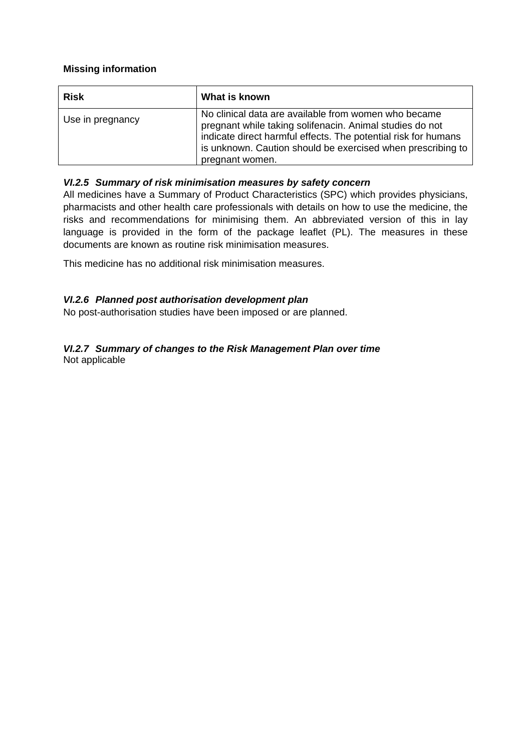**Missing information**

| Risk | What is known |
| --- | --- |
| Use in pregnancy | No clinical data are available from women who became pregnant while taking solifenacin. Animal studies do not indicate direct harmful effects. The potential risk for humans is unknown. Caution should be exercised when prescribing to pregnant women. |

### *VI.2.5 Summary of risk minimisation measures by safety concern*

All medicines have a Summary of Product Characteristics (SPC) which provides physicians, pharmacists and other health care professionals with details on how to use the medicine, the risks and recommendations for minimising them. An abbreviated version of this in lay language is provided in the form of the package leaflet (PL). The measures in these documents are known as routine risk minimisation measures.

This medicine has no additional risk minimisation measures.

### *VI.2.6 Planned post authorisation development plan*

No post-authorisation studies have been imposed or are planned.

### *VI.2.7 Summary of changes to the Risk Management Plan over time*

Not applicable